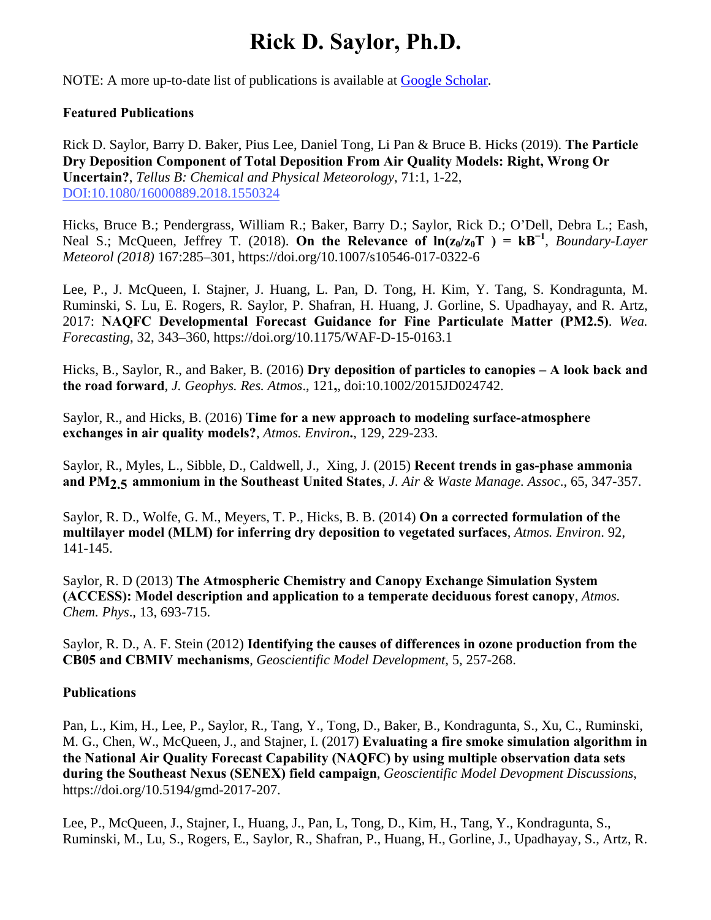# Rick D. Saylor, Ph.D.

NOTE: A more up-to-date list of publications is available at [Google Scholar](Google Scholar).

**Featured Publications**

Rick D. Saylor, Barry D. Baker, Pius Lee, Daniel Tong, Li Pan & Bruce B. Hicks (2019). **The Particle Dry Deposition Component of Total Deposition From Air Quality Models: Right, Wrong Or Uncertain?**, *Tellus B: Chemical and Physical Meteorology*, 71:1, 1-22, DOI:10.1080/16000889.2018.1550324

Hicks, Bruce B.; Pendergrass, William R.; Baker, Barry D.; Saylor, Rick D.; O'Dell, Debra L.; Eash, Neal S.; McQueen, Jeffrey T. (2018). **On the Relevance of $\ln(z_0/z_{0T}) = kB^{-1}$**, *Boundary-Layer Meteorol (2018)* 167:285–301, https://doi.org/10.1007/s10546-017-0322-6

Lee, P., J. McQueen, I. Stajner, J. Huang, L. Pan, D. Tong, H. Kim, Y. Tang, S. Kondragunta, M. Ruminski, S. Lu, E. Rogers, R. Saylor, P. Shafran, H. Huang, J. Gorline, S. Upadhayay, and R. Artz, 2017: **NAQFC Developmental Forecast Guidance for Fine Particulate Matter (PM2.5)**. *Wea. Forecasting*, 32, 343–360, https://doi.org/10.1175/WAF-D-15-0163.1

Hicks, B., Saylor, R., and Baker, B. (2016) **Dry deposition of particles to canopies – A look back and the road forward**, *J. Geophys. Res. Atmos*., 121**,**, doi:10.1002/2015JD024742.

Saylor, R., and Hicks, B. (2016) **Time for a new approach to modeling surface-atmosphere exchanges in air quality models?**, *Atmos. Environ***.**, 129, 229-233.

Saylor, R., Myles, L., Sibble, D., Caldwell, J., Xing, J. (2015) **Recent trends in gas-phase ammonia and $PM_{2.5}$ ammonium in the Southeast United States**, *J. Air & Waste Manage. Assoc*., 65, 347-357.

Saylor, R. D., Wolfe, G. M., Meyers, T. P., Hicks, B. B. (2014) **On a corrected formulation of the multilayer model (MLM) for inferring dry deposition to vegetated surfaces**, *Atmos. Environ*. 92, 141-145.

Saylor, R. D (2013) **The Atmospheric Chemistry and Canopy Exchange Simulation System (ACCESS): Model description and application to a temperate deciduous forest canopy**, *Atmos. Chem. Phys*., 13, 693-715.

Saylor, R. D., A. F. Stein (2012) **Identifying the causes of differences in ozone production from the CB05 and CBMIV mechanisms**, *Geoscientific Model Development*, 5, 257-268.

**Publications**

Pan, L., Kim, H., Lee, P., Saylor, R., Tang, Y., Tong, D., Baker, B., Kondragunta, S., Xu, C., Ruminski, M. G., Chen, W., McQueen, J., and Stajner, I. (2017) **Evaluating a fire smoke simulation algorithm in the National Air Quality Forecast Capability (NAQFC) by using multiple observation data sets during the Southeast Nexus (SENEX) field campaign**, *Geoscientific Model Devopment Discussions*, https://doi.org/10.5194/gmd-2017-207.

Lee, P., McQueen, J., Stajner, I., Huang, J., Pan, L, Tong, D., Kim, H., Tang, Y., Kondragunta, S., Ruminski, M., Lu, S., Rogers, E., Saylor, R., Shafran, P., Huang, H., Gorline, J., Upadhayay, S., Artz, R.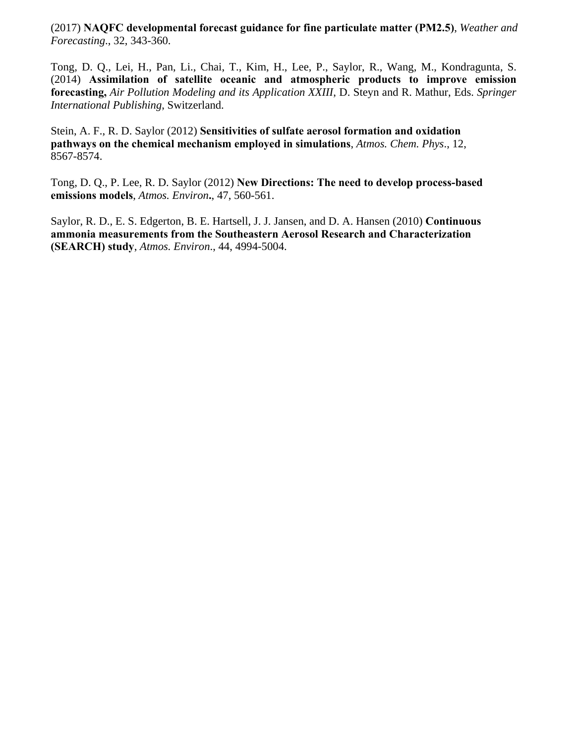(2017) **NAQFC developmental forecast guidance for fine particulate matter (PM2.5)**, *Weather and Forecasting*., 32, 343-360.

Tong, D. Q., Lei, H., Pan, Li., Chai, T., Kim, H., Lee, P., Saylor, R., Wang, M., Kondragunta, S. (2014) **Assimilation of satellite oceanic and atmospheric products to improve emission forecasting,** *Air Pollution Modeling and its Application XXIII*, D. Steyn and R. Mathur, Eds. *Springer International Publishing*, Switzerland.

Stein, A. F., R. D. Saylor (2012) **Sensitivities of sulfate aerosol formation and oxidation pathways on the chemical mechanism employed in simulations**, *Atmos. Chem. Phys*., 12, 8567-8574.

Tong, D. Q., P. Lee, R. D. Saylor (2012) **New Directions: The need to develop process-based emissions models**, *Atmos. Environ***.**, 47, 560-561.

Saylor, R. D., E. S. Edgerton, B. E. Hartsell, J. J. Jansen, and D. A. Hansen (2010) **Continuous ammonia measurements from the Southeastern Aerosol Research and Characterization (SEARCH) study**, *Atmos. Environ*., 44, 4994-5004.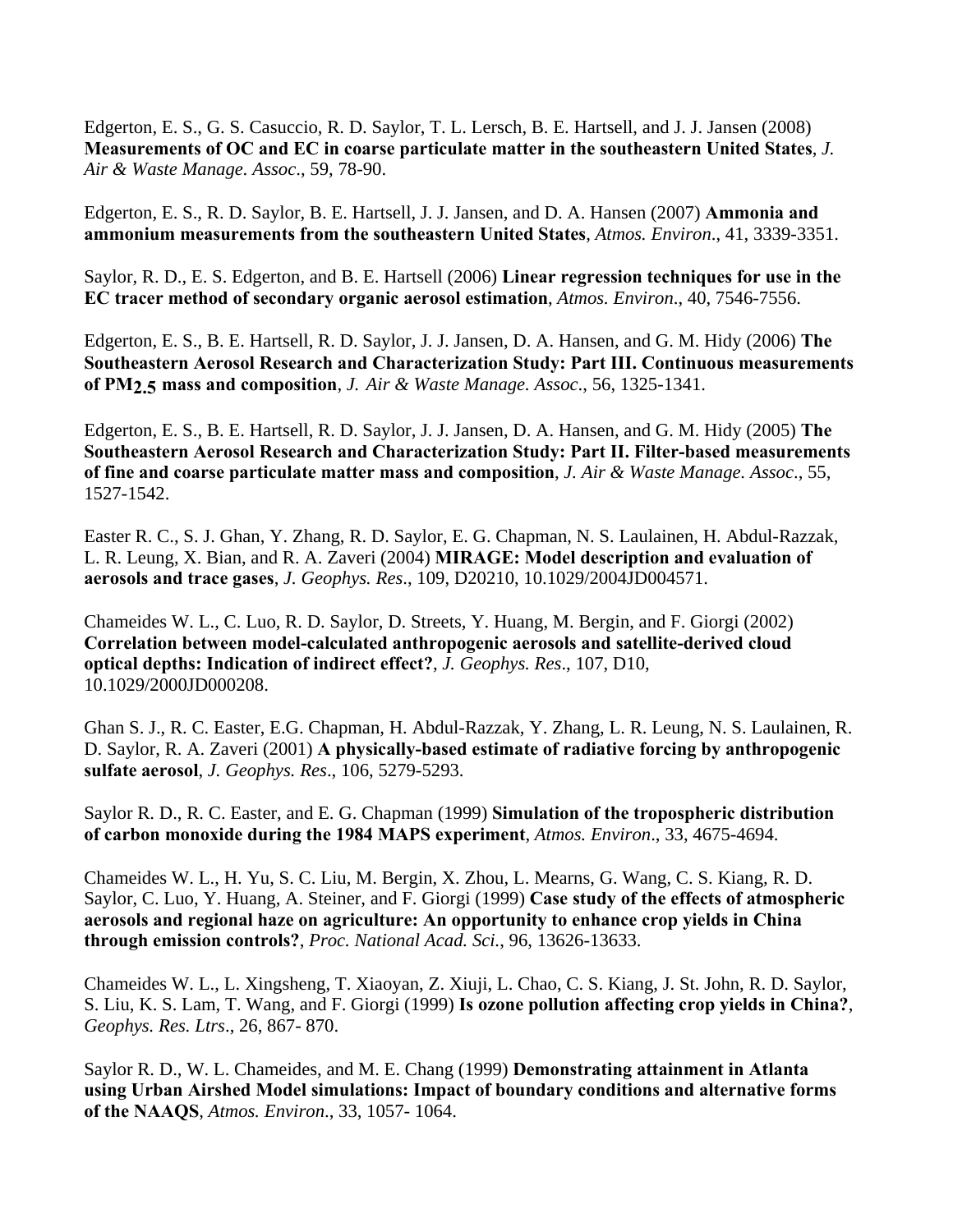Edgerton, E. S., G. S. Casuccio, R. D. Saylor, T. L. Lersch, B. E. Hartsell, and J. J. Jansen (2008) **Measurements of OC and EC in coarse particulate matter in the southeastern United States**, *J. Air & Waste Manage. Assoc*., 59, 78-90.

Edgerton, E. S., R. D. Saylor, B. E. Hartsell, J. J. Jansen, and D. A. Hansen (2007) **Ammonia and ammonium measurements from the southeastern United States**, *Atmos. Environ*., 41, 3339-3351.

Saylor, R. D., E. S. Edgerton, and B. E. Hartsell (2006) **Linear regression techniques for use in the EC tracer method of secondary organic aerosol estimation**, *Atmos. Environ*., 40, 7546-7556.

Edgerton, E. S., B. E. Hartsell, R. D. Saylor, J. J. Jansen, D. A. Hansen, and G. M. Hidy (2006) **The Southeastern Aerosol Research and Characterization Study: Part III. Continuous measurements of $PM_{2.5}$ mass and composition**, *J. Air & Waste Manage. Assoc*., 56, 1325-1341.

Edgerton, E. S., B. E. Hartsell, R. D. Saylor, J. J. Jansen, D. A. Hansen, and G. M. Hidy (2005) **The Southeastern Aerosol Research and Characterization Study: Part II. Filter-based measurements of fine and coarse particulate matter mass and composition**, *J. Air & Waste Manage. Assoc*., 55, 1527-1542.

Easter R. C., S. J. Ghan, Y. Zhang, R. D. Saylor, E. G. Chapman, N. S. Laulainen, H. Abdul-Razzak, L. R. Leung, X. Bian, and R. A. Zaveri (2004) **MIRAGE: Model description and evaluation of aerosols and trace gases**, *J. Geophys. Res*., 109, D20210, 10.1029/2004JD004571.

Chameides W. L., C. Luo, R. D. Saylor, D. Streets, Y. Huang, M. Bergin, and F. Giorgi (2002) **Correlation between model-calculated anthropogenic aerosols and satellite-derived cloud optical depths: Indication of indirect effect?**, *J. Geophys. Res*., 107, D10, 10.1029/2000JD000208.

Ghan S. J., R. C. Easter, E.G. Chapman, H. Abdul-Razzak, Y. Zhang, L. R. Leung, N. S. Laulainen, R. D. Saylor, R. A. Zaveri (2001) **A physically-based estimate of radiative forcing by anthropogenic sulfate aerosol**, *J. Geophys. Res*., 106, 5279-5293.

Saylor R. D., R. C. Easter, and E. G. Chapman (1999) **Simulation of the tropospheric distribution of carbon monoxide during the 1984 MAPS experiment**, *Atmos. Environ*., 33, 4675-4694.

Chameides W. L., H. Yu, S. C. Liu, M. Bergin, X. Zhou, L. Mearns, G. Wang, C. S. Kiang, R. D. Saylor, C. Luo, Y. Huang, A. Steiner, and F. Giorgi (1999) **Case study of the effects of atmospheric aerosols and regional haze on agriculture: An opportunity to enhance crop yields in China through emission controls?**, *Proc. National Acad. Sci.*, 96, 13626-13633.

Chameides W. L., L. Xingsheng, T. Xiaoyan, Z. Xiuji, L. Chao, C. S. Kiang, J. St. John, R. D. Saylor, S. Liu, K. S. Lam, T. Wang, and F. Giorgi (1999) **Is ozone pollution affecting crop yields in China?**, *Geophys. Res. Ltrs*., 26, 867- 870.

Saylor R. D., W. L. Chameides, and M. E. Chang (1999) **Demonstrating attainment in Atlanta using Urban Airshed Model simulations: Impact of boundary conditions and alternative forms of the NAAQS**, *Atmos. Environ*., 33, 1057- 1064.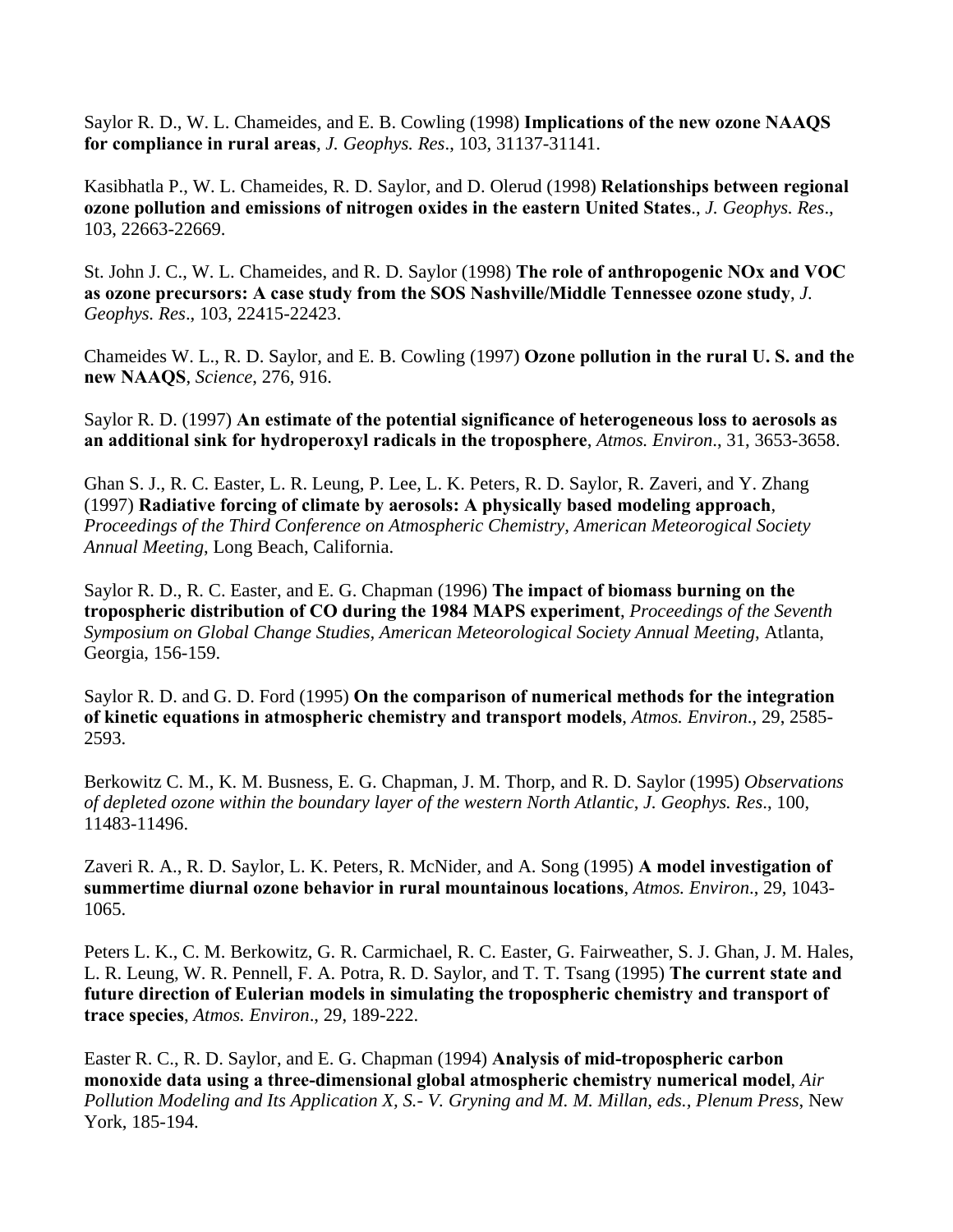Saylor R. D., W. L. Chameides, and E. B. Cowling (1998) **Implications of the new ozone NAAQS for compliance in rural areas**, *J. Geophys. Res*., 103, 31137-31141.

Kasibhatla P., W. L. Chameides, R. D. Saylor, and D. Olerud (1998) **Relationships between regional ozone pollution and emissions of nitrogen oxides in the eastern United States**., *J. Geophys. Res*., 103, 22663-22669.

St. John J. C., W. L. Chameides, and R. D. Saylor (1998) **The role of anthropogenic NOx and VOC as ozone precursors: A case study from the SOS Nashville/Middle Tennessee ozone study**, *J. Geophys. Res*., 103, 22415-22423.

Chameides W. L., R. D. Saylor, and E. B. Cowling (1997) **Ozone pollution in the rural U. S. and the new NAAQS**, *Science*, 276, 916.

Saylor R. D. (1997) **An estimate of the potential significance of heterogeneous loss to aerosols as an additional sink for hydroperoxyl radicals in the troposphere**, *Atmos. Environ*., 31, 3653-3658.

Ghan S. J., R. C. Easter, L. R. Leung, P. Lee, L. K. Peters, R. D. Saylor, R. Zaveri, and Y. Zhang (1997) **Radiative forcing of climate by aerosols: A physically based modeling approach**, *Proceedings of the Third Conference on Atmospheric Chemistry, American Meteorological Society Annual Meeting*, Long Beach, California.

Saylor R. D., R. C. Easter, and E. G. Chapman (1996) **The impact of biomass burning on the tropospheric distribution of CO during the 1984 MAPS experiment**, *Proceedings of the Seventh Symposium on Global Change Studies, American Meteorological Society Annual Meeting*, Atlanta, Georgia, 156-159.

Saylor R. D. and G. D. Ford (1995) **On the comparison of numerical methods for the integration of kinetic equations in atmospheric chemistry and transport models**, *Atmos. Environ*., 29, 2585-2593.

Berkowitz C. M., K. M. Busness, E. G. Chapman, J. M. Thorp, and R. D. Saylor (1995) *Observations of depleted ozone within the boundary layer of the western North Atlantic*, *J. Geophys. Res*., 100, 11483-11496.

Zaveri R. A., R. D. Saylor, L. K. Peters, R. McNider, and A. Song (1995) **A model investigation of summertime diurnal ozone behavior in rural mountainous locations**, *Atmos. Environ*., 29, 1043-1065.

Peters L. K., C. M. Berkowitz, G. R. Carmichael, R. C. Easter, G. Fairweather, S. J. Ghan, J. M. Hales, L. R. Leung, W. R. Pennell, F. A. Potra, R. D. Saylor, and T. T. Tsang (1995) **The current state and future direction of Eulerian models in simulating the tropospheric chemistry and transport of trace species**, *Atmos. Environ*., 29, 189-222.

Easter R. C., R. D. Saylor, and E. G. Chapman (1994) **Analysis of mid-tropospheric carbon monoxide data using a three-dimensional global atmospheric chemistry numerical model**, *Air Pollution Modeling and Its Application X, S.- V. Gryning and M. M. Millan, eds., Plenum Press*, New York, 185-194.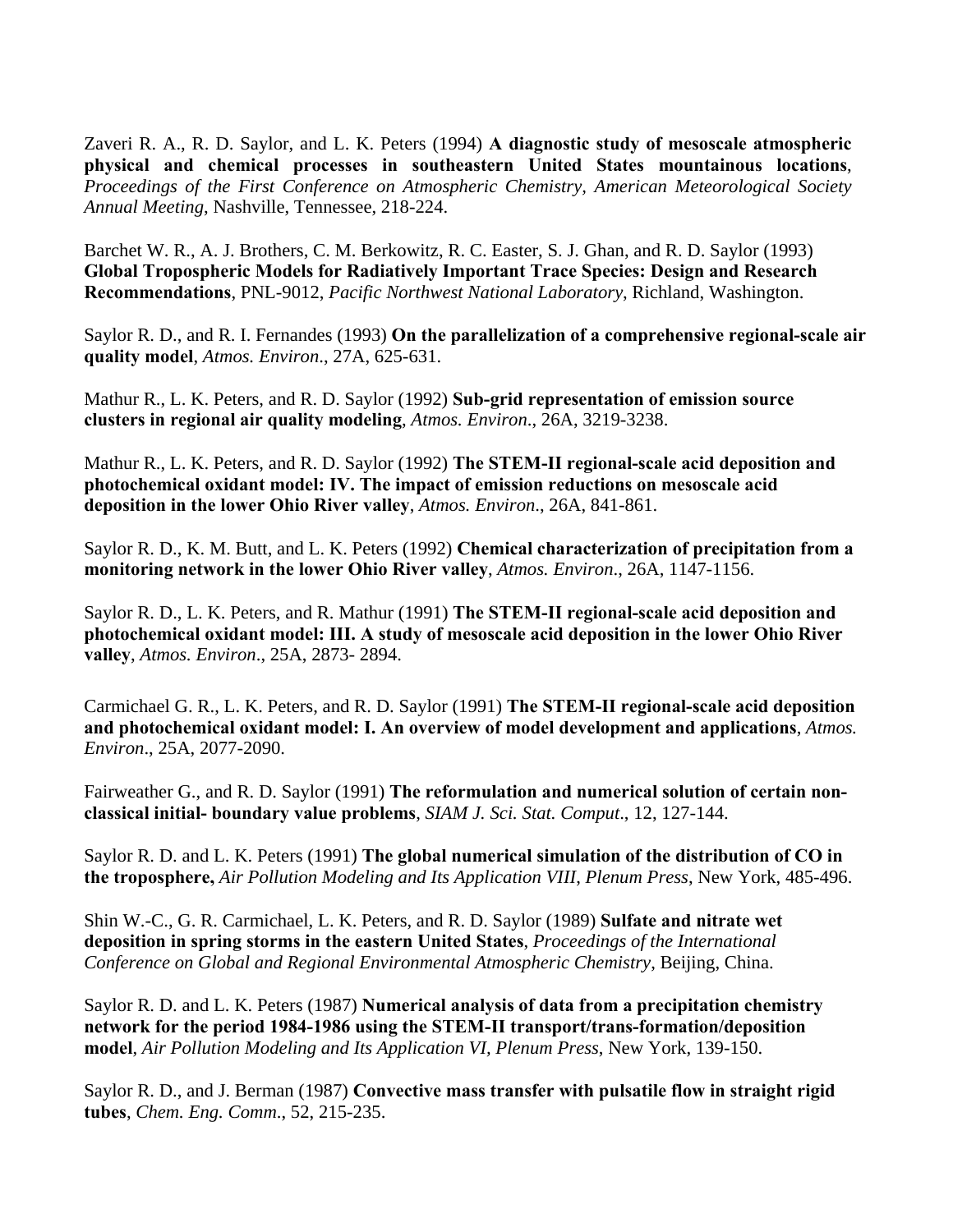Zaveri R. A., R. D. Saylor, and L. K. Peters (1994) **A diagnostic study of mesoscale atmospheric physical and chemical processes in southeastern United States mountainous locations**, *Proceedings of the First Conference on Atmospheric Chemistry, American Meteorological Society Annual Meeting*, Nashville, Tennessee, 218-224.

Barchet W. R., A. J. Brothers, C. M. Berkowitz, R. C. Easter, S. J. Ghan, and R. D. Saylor (1993) **Global Tropospheric Models for Radiatively Important Trace Species: Design and Research Recommendations**, PNL-9012, *Pacific Northwest National Laboratory*, Richland, Washington.

Saylor R. D., and R. I. Fernandes (1993) **On the parallelization of a comprehensive regional-scale air quality model**, *Atmos. Environ*., 27A, 625-631.

Mathur R., L. K. Peters, and R. D. Saylor (1992) **Sub-grid representation of emission source clusters in regional air quality modeling**, *Atmos. Environ*., 26A, 3219-3238.

Mathur R., L. K. Peters, and R. D. Saylor (1992) **The STEM-II regional-scale acid deposition and photochemical oxidant model: IV. The impact of emission reductions on mesoscale acid deposition in the lower Ohio River valley**, *Atmos. Environ*., 26A, 841-861.

Saylor R. D., K. M. Butt, and L. K. Peters (1992) **Chemical characterization of precipitation from a monitoring network in the lower Ohio River valley**, *Atmos. Environ*., 26A, 1147-1156.

Saylor R. D., L. K. Peters, and R. Mathur (1991) **The STEM-II regional-scale acid deposition and photochemical oxidant model: III. A study of mesoscale acid deposition in the lower Ohio River valley**, *Atmos. Environ*., 25A, 2873- 2894.

Carmichael G. R., L. K. Peters, and R. D. Saylor (1991) **The STEM-II regional-scale acid deposition and photochemical oxidant model: I. An overview of model development and applications**, *Atmos. Environ*., 25A, 2077-2090.

Fairweather G., and R. D. Saylor (1991) **The reformulation and numerical solution of certain non-classical initial- boundary value problems**, *SIAM J. Sci. Stat. Comput*., 12, 127-144.

Saylor R. D. and L. K. Peters (1991) **The global numerical simulation of the distribution of CO in the troposphere,** *Air Pollution Modeling and Its Application VIII*, *Plenum Press*, New York, 485-496.

Shin W.-C., G. R. Carmichael, L. K. Peters, and R. D. Saylor (1989) **Sulfate and nitrate wet deposition in spring storms in the eastern United States**, *Proceedings of the International Conference on Global and Regional Environmental Atmospheric Chemistry*, Beijing, China.

Saylor R. D. and L. K. Peters (1987) **Numerical analysis of data from a precipitation chemistry network for the period 1984-1986 using the STEM-II transport/trans-formation/deposition model**, *Air Pollution Modeling and Its Application VI, Plenum Press*, New York, 139-150.

Saylor R. D., and J. Berman (1987) **Convective mass transfer with pulsatile flow in straight rigid tubes**, *Chem. Eng. Comm*., 52, 215-235.